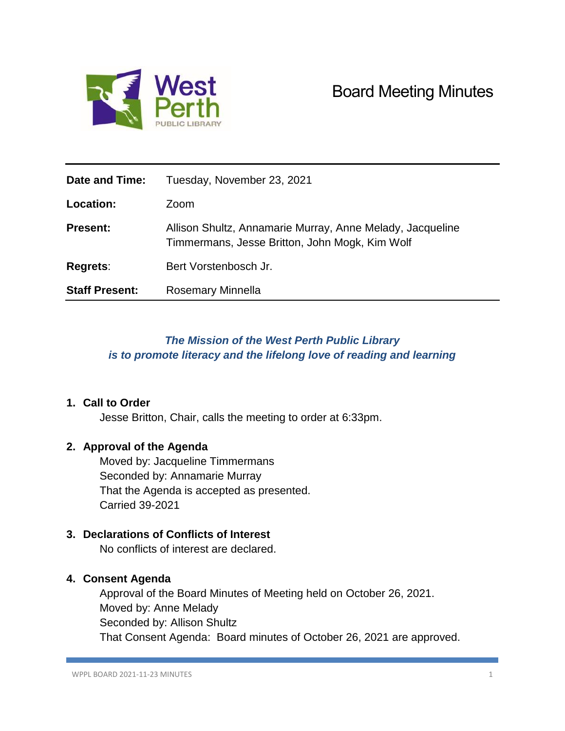West Perth PUBLIC LIBRARY

# Board Meeting Minutes

| | |
|---|---|
| **Date and Time:** | Tuesday, November 23, 2021 |
| **Location:** | Zoom |
| **Present:** | Allison Shultz, Annamarie Murray, Anne Melady, Jacqueline Timmermans, Jesse Britton, John Mogk, Kim Wolf |
| **Regrets**: | Bert Vorstenbosch Jr. |
| **Staff Present:** | Rosemary Minnella |

***The Mission of the West Perth Public Library is to promote literacy and the lifelong love of reading and learning***

## 1. Call to Order

Jesse Britton, Chair, calls the meeting to order at 6:33pm.

## 2. Approval of the Agenda

Moved by: Jacqueline Timmermans
Seconded by: Annamarie Murray
That the Agenda is accepted as presented.
Carried 39-2021

## 3. Declarations of Conflicts of Interest

No conflicts of interest are declared.

## 4. Consent Agenda

Approval of the Board Minutes of Meeting held on October 26, 2021.
Moved by: Anne Melady
Seconded by: Allison Shultz
That Consent Agenda: Board minutes of October 26, 2021 are approved.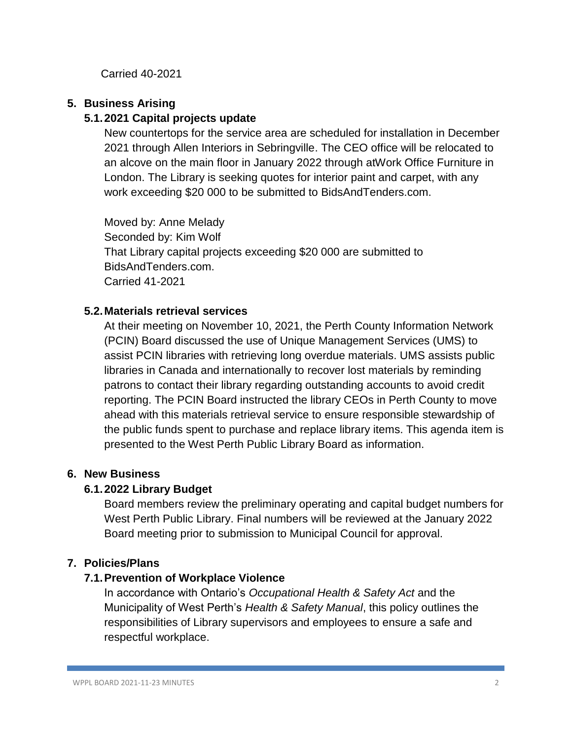Carried 40-2021

## 5. Business Arising

### 5.1. 2021 Capital projects update

New countertops for the service area are scheduled for installation in December 2021 through Allen Interiors in Sebringville. The CEO office will be relocated to an alcove on the main floor in January 2022 through atWork Office Furniture in London. The Library is seeking quotes for interior paint and carpet, with any work exceeding $20 000 to be submitted to BidsAndTenders.com.

Moved by: Anne Melady
Seconded by: Kim Wolf
That Library capital projects exceeding $20 000 are submitted to BidsAndTenders.com.
Carried 41-2021

### 5.2. Materials retrieval services

At their meeting on November 10, 2021, the Perth County Information Network (PCIN) Board discussed the use of Unique Management Services (UMS) to assist PCIN libraries with retrieving long overdue materials. UMS assists public libraries in Canada and internationally to recover lost materials by reminding patrons to contact their library regarding outstanding accounts to avoid credit reporting. The PCIN Board instructed the library CEOs in Perth County to move ahead with this materials retrieval service to ensure responsible stewardship of the public funds spent to purchase and replace library items. This agenda item is presented to the West Perth Public Library Board as information.

## 6. New Business

### 6.1. 2022 Library Budget

Board members review the preliminary operating and capital budget numbers for West Perth Public Library. Final numbers will be reviewed at the January 2022 Board meeting prior to submission to Municipal Council for approval.

## 7. Policies/Plans

### 7.1. Prevention of Workplace Violence

In accordance with Ontario's *Occupational Health & Safety Act* and the Municipality of West Perth's *Health & Safety Manual*, this policy outlines the responsibilities of Library supervisors and employees to ensure a safe and respectful workplace.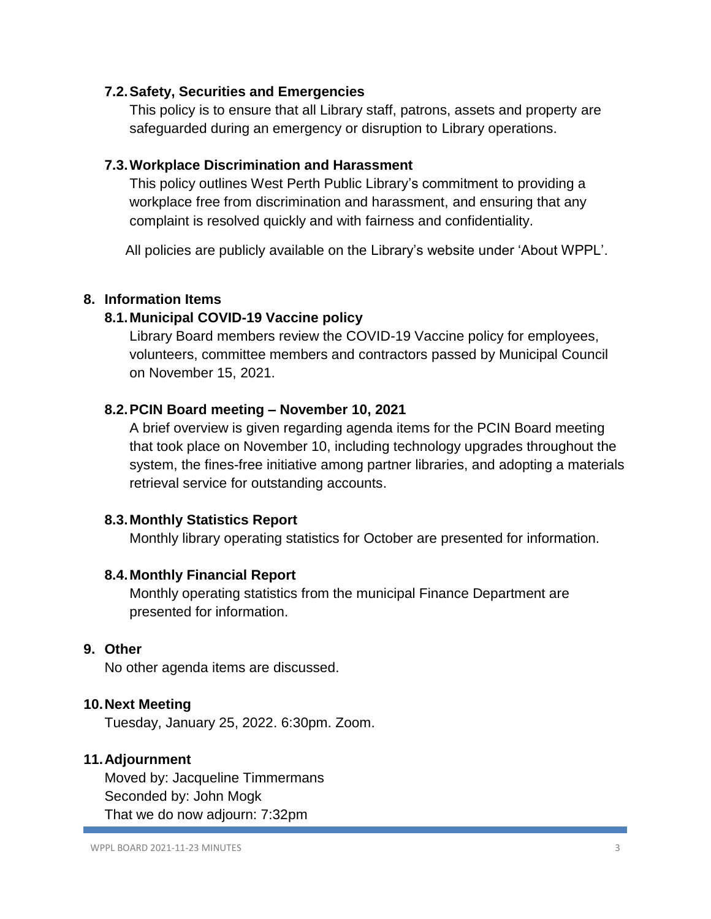### 7.2. Safety, Securities and Emergencies

This policy is to ensure that all Library staff, patrons, assets and property are safeguarded during an emergency or disruption to Library operations.

### 7.3. Workplace Discrimination and Harassment

This policy outlines West Perth Public Library's commitment to providing a workplace free from discrimination and harassment, and ensuring that any complaint is resolved quickly and with fairness and confidentiality.

All policies are publicly available on the Library's website under 'About WPPL'.

## 8. Information Items

### 8.1. Municipal COVID-19 Vaccine policy

Library Board members review the COVID-19 Vaccine policy for employees, volunteers, committee members and contractors passed by Municipal Council on November 15, 2021.

### 8.2. PCIN Board meeting – November 10, 2021

A brief overview is given regarding agenda items for the PCIN Board meeting that took place on November 10, including technology upgrades throughout the system, the fines-free initiative among partner libraries, and adopting a materials retrieval service for outstanding accounts.

### 8.3. Monthly Statistics Report

Monthly library operating statistics for October are presented for information.

### 8.4. Monthly Financial Report

Monthly operating statistics from the municipal Finance Department are presented for information.

## 9. Other

No other agenda items are discussed.

## 10. Next Meeting

Tuesday, January 25, 2022. 6:30pm. Zoom.

## 11. Adjournment

Moved by: Jacqueline Timmermans
Seconded by: John Mogk
That we do now adjourn: 7:32pm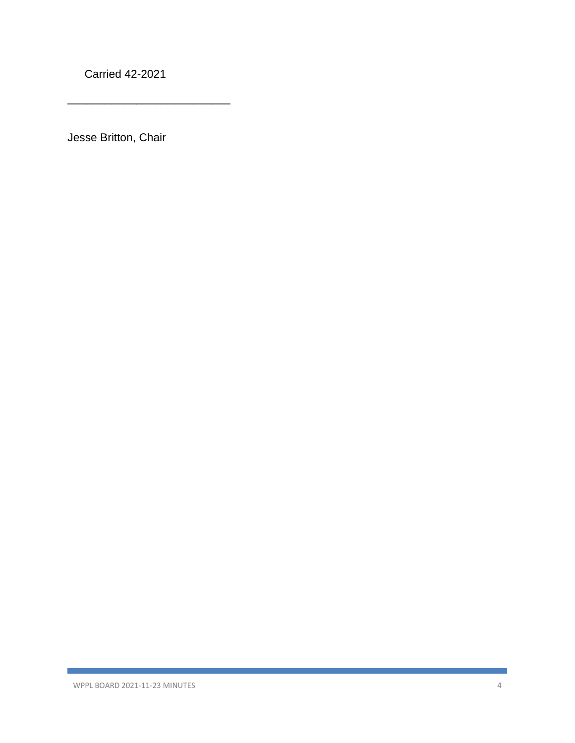Carried 42-2021

___________________________

Jesse Britton, Chair